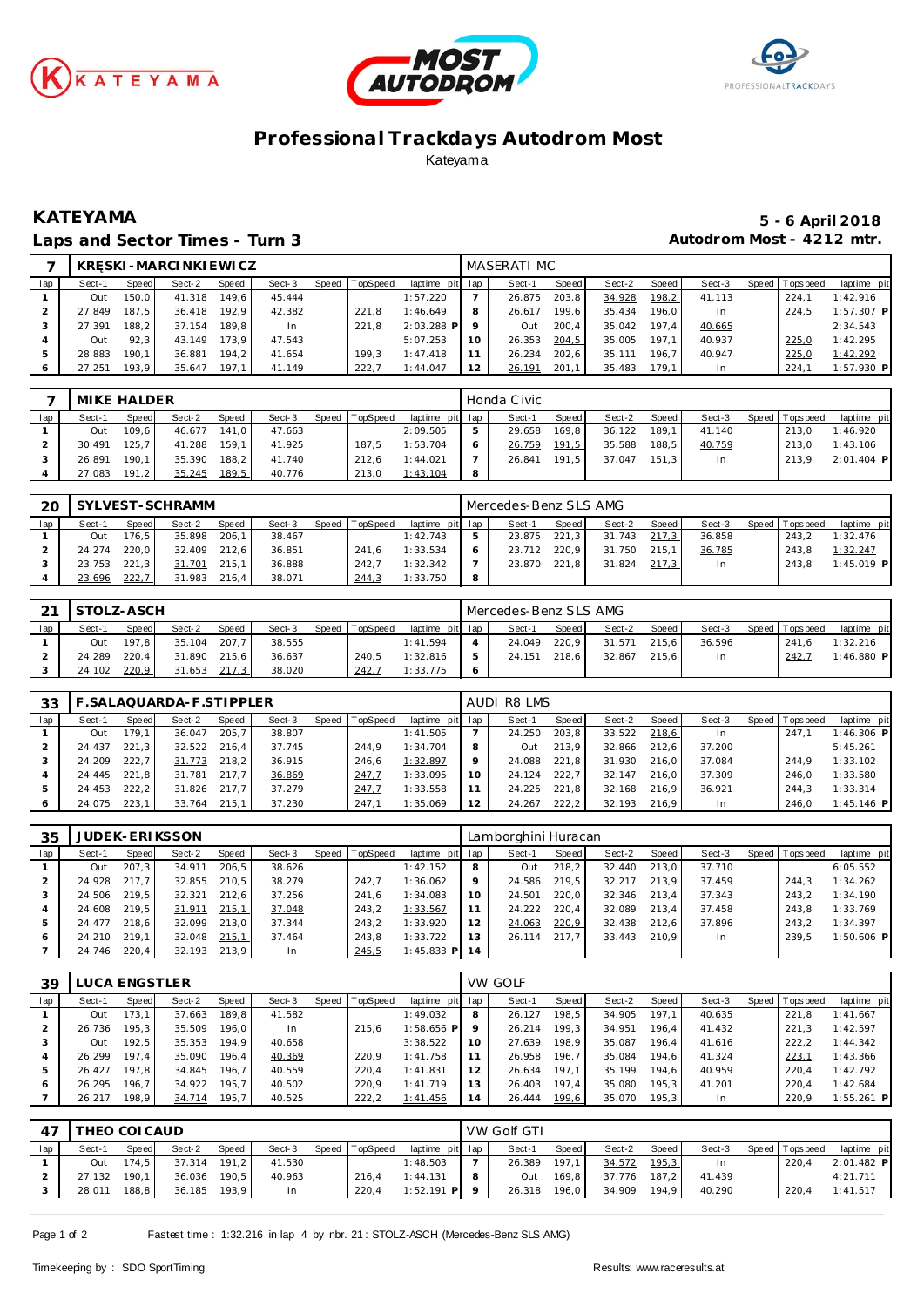# Professional Trackdays Autodrom Most

Kateyama

## KATEYAMA

**5 - 6 April 2018**

### Laps and Sector Times - Turn 3

**Autodrom Most - 4212 mtr.**

| 7 | KRĘSKI-MARCINKIEWICZ | | | | | | | | MASERATI MC | | | | | | | | |
|---|---|---|---|---|---|---|---|---|---|---|---|---|---|---|---|---|---|
| lap | Sect-1 | Speed | Sect-2 | Speed | Sect-3 | Speed | TopSpeed | laptime pit | lap | Sect-1 | Speed | Sect-2 | Speed | Sect-3 | Speed | Topspeed | laptime pit |
| 1 | Out | 150,0 | 41.318 | 149,6 | 45.444 | | | 1:57.220 | 7 | 26.875 | 203,8 | 34.928 | 198,2 | 41.113 | | 224,1 | 1:42.916 |
| 2 | 27.849 | 187,5 | 36.418 | 192,9 | 42.382 | | 221,8 | 1:46.649 | 8 | 26.617 | 199,6 | 35.434 | 196,0 | In | | 224,5 | 1:57.307 P |
| 3 | 27.391 | 188,2 | 37.154 | 189,8 | In | | 221,8 | 2:03.288 P | 9 | Out | 200,4 | 35.042 | 197,4 | 40.665 | | | 2:34.543 |
| 4 | Out | 92,3 | 43.149 | 173,9 | 47.543 | | | 5:07.253 | 10 | 26.353 | 204,5 | 35.005 | 197,1 | 40.937 | | 225,0 | 1:42.295 |
| 5 | 28.883 | 190,1 | 36.881 | 194,2 | 41.654 | | 199,3 | 1:47.418 | 11 | 26.234 | 202,6 | 35.111 | 196,7 | 40.947 | | 225,0 | 1:42.292 |
| 6 | 27.251 | 193,9 | 35.647 | 197,1 | 41.149 | | 222,7 | 1:44.047 | 12 | 26.191 | 201,1 | 35.483 | 179,1 | In | | 224,1 | 1:57.930 P |

| 7 | MIKE HALDER | | | | | | | | Honda Civic | | | | | | | | |
|---|---|---|---|---|---|---|---|---|---|---|---|---|---|---|---|---|---|
| lap | Sect-1 | Speed | Sect-2 | Speed | Sect-3 | Speed | TopSpeed | laptime pit | lap | Sect-1 | Speed | Sect-2 | Speed | Sect-3 | Speed | Topspeed | laptime pit |
| 1 | Out | 109,6 | 46.677 | 141,0 | 47.663 | | | 2:09.505 | 5 | 29.658 | 169,8 | 36.122 | 189,1 | 41.140 | | 213,0 | 1:46.920 |
| 2 | 30.491 | 125,7 | 41.288 | 159,1 | 41.925 | | 187,5 | 1:53.704 | 6 | 26.759 | 191,5 | 35.588 | 188,5 | 40.759 | | 213,0 | 1:43.106 |
| 3 | 26.891 | 190,1 | 35.390 | 188,2 | 41.740 | | 212,6 | 1:44.021 | 7 | 26.841 | 191,5 | 37.047 | 151,3 | In | | 213,9 | 2:01.404 P |
| 4 | 27.083 | 191,2 | 35.245 | 189,5 | 40.776 | | 213,0 | 1:43.104 | 8 | | | | | | | | |

| 20 | SYLVEST-SCHRAMM | | | | | | | | Mercedes-Benz SLS AMG | | | | | | | | |
|---|---|---|---|---|---|---|---|---|---|---|---|---|---|---|---|---|---|
| lap | Sect-1 | Speed | Sect-2 | Speed | Sect-3 | Speed | TopSpeed | laptime pit | lap | Sect-1 | Speed | Sect-2 | Speed | Sect-3 | Speed | Topspeed | laptime pit |
| 1 | Out | 176,5 | 35.898 | 206,1 | 38.467 | | | 1:42.743 | 5 | 23.875 | 221,3 | 31.743 | 217,3 | 36.858 | | 243,2 | 1:32.476 |
| 2 | 24.274 | 220,0 | 32.409 | 212,6 | 36.851 | | 241,6 | 1:33.534 | 6 | 23.712 | 220,9 | 31.750 | 215,1 | 36.785 | | 243,8 | 1:32.247 |
| 3 | 23.753 | 221,3 | 31.701 | 215,1 | 36.888 | | 242,7 | 1:32.342 | 7 | 23.870 | 221,8 | 31.824 | 217,3 | In | | 243,8 | 1:45.019 P |
| 4 | 23.696 | 222,7 | 31.983 | 216,4 | 38.071 | | 244,3 | 1:33.750 | 8 | | | | | | | | |

| 21 | STOLZ-ASCH | | | | | | | | Mercedes-Benz SLS AMG | | | | | | | | |
|---|---|---|---|---|---|---|---|---|---|---|---|---|---|---|---|---|---|
| lap | Sect-1 | Speed | Sect-2 | Speed | Sect-3 | Speed | TopSpeed | laptime pit | lap | Sect-1 | Speed | Sect-2 | Speed | Sect-3 | Speed | Topspeed | laptime pit |
| 1 | Out | 197,8 | 35.104 | 207,7 | 38.555 | | | 1:41.594 | 4 | 24.049 | 220,9 | 31.571 | 215,6 | 36.596 | | 241,6 | 1:32.216 |
| 2 | 24.289 | 220,4 | 31.890 | 215,6 | 36.637 | | 240,5 | 1:32.816 | 5 | 24.151 | 218,6 | 32.867 | 215,6 | In | | 242,7 | 1:46.880 P |
| 3 | 24.102 | 220,9 | 31.653 | 217,3 | 38.020 | | 242,7 | 1:33.775 | 6 | | | | | | | | |

| 33 | F.SALAQUARDA-F.STIPPLER | | | | | | | | AUDI R8 LMS | | | | | | | | |
|---|---|---|---|---|---|---|---|---|---|---|---|---|---|---|---|---|---|
| lap | Sect-1 | Speed | Sect-2 | Speed | Sect-3 | Speed | TopSpeed | laptime pit | lap | Sect-1 | Speed | Sect-2 | Speed | Sect-3 | Speed | Topspeed | laptime pit |
| 1 | Out | 179,1 | 36.047 | 205,7 | 38.807 | | | 1:41.505 | 7 | 24.250 | 203,8 | 33.522 | 218,6 | In | | 247,1 | 1:46.306 P |
| 2 | 24.437 | 221,3 | 32.522 | 216,4 | 37.745 | | 244,9 | 1:34.704 | 8 | Out | 213,9 | 32.866 | 212,6 | 37.200 | | | 5:45.261 |
| 3 | 24.209 | 222,7 | 31.773 | 218,2 | 36.915 | | 246,6 | 1:32.897 | 9 | 24.088 | 221,8 | 31.930 | 216,0 | 37.084 | | 244,9 | 1:33.102 |
| 4 | 24.445 | 221,8 | 31.781 | 217,7 | 36.869 | | 247,7 | 1:33.095 | 10 | 24.124 | 222,7 | 32.147 | 216,0 | 37.309 | | 246,0 | 1:33.580 |
| 5 | 24.453 | 222,2 | 31.826 | 217,7 | 37.279 | | 247,7 | 1:33.558 | 11 | 24.225 | 221,8 | 32.168 | 216,9 | 36.921 | | 244,3 | 1:33.314 |
| 6 | 24.075 | 223,1 | 33.764 | 215,1 | 37.230 | | 247,1 | 1:35.069 | 12 | 24.267 | 222,2 | 32.193 | 216,9 | In | | 246,0 | 1:45.146 P |

| 35 | JUDEK-ERIKSSON | | | | | | | | Lamborghini Huracan | | | | | | | | |
|---|---|---|---|---|---|---|---|---|---|---|---|---|---|---|---|---|---|
| lap | Sect-1 | Speed | Sect-2 | Speed | Sect-3 | Speed | TopSpeed | laptime pit | lap | Sect-1 | Speed | Sect-2 | Speed | Sect-3 | Speed | Topspeed | laptime pit |
| 1 | Out | 207,3 | 34.911 | 206,5 | 38.626 | | | 1:42.152 | 8 | Out | 218,2 | 32.440 | 213,0 | 37.710 | | | 6:05.552 |
| 2 | 24.928 | 217,7 | 32.855 | 210,5 | 38.279 | | 242,7 | 1:36.062 | 9 | 24.586 | 219,5 | 32.217 | 213,9 | 37.459 | | 244,3 | 1:34.262 |
| 3 | 24.506 | 219,5 | 32.321 | 212,6 | 37.256 | | 241,6 | 1:34.083 | 10 | 24.501 | 220,0 | 32.346 | 213,4 | 37.343 | | 243,2 | 1:34.190 |
| 4 | 24.608 | 219,5 | 31.911 | 215,1 | 37.048 | | 243,2 | 1:33.567 | 11 | 24.222 | 220,4 | 32.089 | 213,4 | 37.458 | | 243,8 | 1:33.769 |
| 5 | 24.477 | 218,6 | 32.099 | 213,0 | 37.344 | | 243,2 | 1:33.920 | 12 | 24.063 | 220,9 | 32.438 | 212,6 | 37.896 | | 243,2 | 1:34.397 |
| 6 | 24.210 | 219,1 | 32.048 | 215,1 | 37.464 | | 243,8 | 1:33.722 | 13 | 26.114 | 217,7 | 33.443 | 210,9 | In | | 239,5 | 1:50.606 P |
| 7 | 24.746 | 220,4 | 32.193 | 213,9 | In | | 245,5 | 1:45.833 P | 14 | | | | | | | | |

| 39 | LUCA ENGSTLER | | | | | | | | VW GOLF | | | | | | | | |
|---|---|---|---|---|---|---|---|---|---|---|---|---|---|---|---|---|---|
| lap | Sect-1 | Speed | Sect-2 | Speed | Sect-3 | Speed | TopSpeed | laptime pit | lap | Sect-1 | Speed | Sect-2 | Speed | Sect-3 | Speed | Topspeed | laptime pit |
| 1 | Out | 173,1 | 37.663 | 189,8 | 41.582 | | | 1:49.032 | 8 | 26.127 | 198,5 | 34.905 | 197,1 | 40.635 | | 221,8 | 1:41.667 |
| 2 | 26.736 | 195,3 | 35.509 | 196,0 | In | | 215,6 | 1:58.656 P | 9 | 26.214 | 199,3 | 34.951 | 196,4 | 41.432 | | 221,3 | 1:42.597 |
| 3 | Out | 192,5 | 35.353 | 194,9 | 40.658 | | | 3:38.522 | 10 | 27.639 | 198,9 | 35.087 | 196,4 | 41.616 | | 222,2 | 1:44.342 |
| 4 | 26.299 | 197,4 | 35.090 | 196,4 | 40.369 | | 220,9 | 1:41.758 | 11 | 26.958 | 196,7 | 35.084 | 194,6 | 41.324 | | 223,1 | 1:43.366 |
| 5 | 26.427 | 197,8 | 34.845 | 196,7 | 40.559 | | 220,4 | 1:41.831 | 12 | 26.634 | 197,1 | 35.199 | 194,6 | 40.959 | | 220,4 | 1:42.792 |
| 6 | 26.295 | 196,7 | 34.922 | 195,7 | 40.502 | | 220,9 | 1:41.719 | 13 | 26.403 | 197,4 | 35.080 | 195,3 | 41.201 | | 220,4 | 1:42.684 |
| 7 | 26.217 | 198,9 | 34.714 | 195,7 | 40.525 | | 222,2 | 1:41.456 | 14 | 26.444 | 199,6 | 35.070 | 195,3 | In | | 220,9 | 1:55.261 P |

| 47 | THEO COICAUD | | | | | | | | VW Golf GTI | | | | | | | | |
|---|---|---|---|---|---|---|---|---|---|---|---|---|---|---|---|---|---|
| lap | Sect-1 | Speed | Sect-2 | Speed | Sect-3 | Speed | TopSpeed | laptime pit | lap | Sect-1 | Speed | Sect-2 | Speed | Sect-3 | Speed | Topspeed | laptime pit |
| 1 | Out | 174,5 | 37.314 | 191,2 | 41.530 | | | 1:48.503 | 7 | 26.389 | 197,1 | 34.572 | 195,3 | In | | 220,4 | 2:01.482 P |
| 2 | 27.132 | 190,1 | 36.036 | 190,5 | 40.963 | | 216,4 | 1:44.131 | 8 | Out | 169,8 | 37.776 | 187,2 | 41.439 | | | 4:21.711 |
| 3 | 28.011 | 188,8 | 36.185 | 193,9 | In | | 220,4 | 1:52.191 P | 9 | 26.318 | 196,0 | 34.909 | 194,9 | 40.290 | | 220,4 | 1:41.517 |

Fastest time : 1:32.216 in lap 4 by nbr. 21 : STOLZ-ASCH (Mercedes-Benz SLS AMG)

Timekeeping by : SDO SportTiming

Results: www.raceresults.at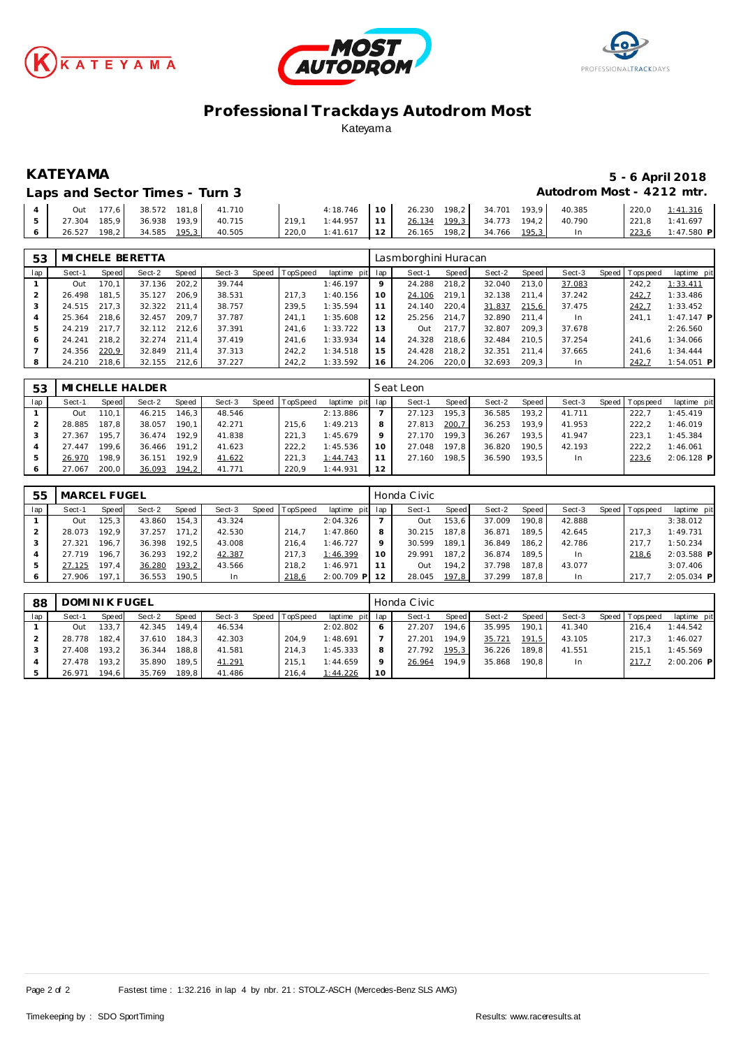# Professional Trackdays Autodrom Most

Kateyama

## KATEYAMA

**5 - 6 April 2018**

### Laps and Sector Times - Turn 3

**Autodrom Most - 4212 mtr.**

| lap | Sect-1 | Speed | Sect-2 | Speed | Sect-3 | Speed | TopSpeed | laptime pit | lap | Sect-1 | Speed | Sect-2 | Speed | Sect-3 | Speed | Topspeed | laptime pit |
|---|---|---|---|---|---|---|---|---|---|---|---|---|---|---|---|---|---|
| 4 | Out | 177,6 | 38.572 | 181,8 | 41.710 | | | 4:18.746 | 10 | 26.230 | 198,2 | 34.701 | 193,9 | 40.385 | | 220,0 | 1:41.316 |
| 5 | 27.304 | 185,9 | 36.938 | 193,9 | 40.715 | | 219,1 | 1:44.957 | 11 | 26.134 | 199,3 | 34.773 | 194,2 | 40.790 | | 221,8 | 1:41.697 |
| 6 | 26.527 | 198,2 | 34.585 | 195,3 | 40.505 | | 220,0 | 1:41.617 | 12 | 26.165 | 198,2 | 34.766 | 195,3 | In | | 223,6 | 1:47.580 P |

**53 MICHELE BERETTA** — Lasmborghini Huracan

| lap | Sect-1 | Speed | Sect-2 | Speed | Sect-3 | Speed | TopSpeed | laptime pit | lap | Sect-1 | Speed | Sect-2 | Speed | Sect-3 | Speed | Topspeed | laptime pit |
|---|---|---|---|---|---|---|---|---|---|---|---|---|---|---|---|---|---|
| 1 | Out | 170,1 | 37.136 | 202,2 | 39.744 | | | 1:46.197 | 9 | 24.288 | 218,2 | 32.040 | 213,0 | 37.083 | | 242,2 | 1:33.411 |
| 2 | 26.498 | 181,5 | 35.127 | 206,9 | 38.531 | | 217,3 | 1:40.156 | 10 | 24.106 | 219,1 | 32.138 | 211,4 | 37.242 | | 242,7 | 1:33.486 |
| 3 | 24.515 | 217,3 | 32.322 | 211,4 | 38.757 | | 239,5 | 1:35.594 | 11 | 24.140 | 220,4 | 31.837 | 215,6 | 37.475 | | 242,7 | 1:33.452 |
| 4 | 25.364 | 218,6 | 32.457 | 209,7 | 37.787 | | 241,1 | 1:35.608 | 12 | 25.256 | 214,7 | 32.890 | 211,4 | In | | 241,1 | 1:47.147 P |
| 5 | 24.219 | 217,7 | 32.112 | 212,6 | 37.391 | | 241,6 | 1:33.722 | 13 | Out | 217,7 | 32.807 | 209,3 | 37.678 | | | 2:26.560 |
| 6 | 24.241 | 218,2 | 32.274 | 211,4 | 37.419 | | 241,6 | 1:33.934 | 14 | 24.328 | 218,6 | 32.484 | 210,5 | 37.254 | | 241,6 | 1:34.066 |
| 7 | 24.356 | 220,9 | 32.849 | 211,4 | 37.313 | | 242,2 | 1:34.518 | 15 | 24.428 | 218,2 | 32.351 | 211,4 | 37.665 | | 241,6 | 1:34.444 |
| 8 | 24.210 | 218,6 | 32.155 | 212,6 | 37.227 | | 242,2 | 1:33.592 | 16 | 24.206 | 220,0 | 32.693 | 209,3 | In | | 242,7 | 1:54.051 P |

**53 MICHELLE HALDER** — Seat Leon

| lap | Sect-1 | Speed | Sect-2 | Speed | Sect-3 | Speed | TopSpeed | laptime pit | lap | Sect-1 | Speed | Sect-2 | Speed | Sect-3 | Speed | Topspeed | laptime pit |
|---|---|---|---|---|---|---|---|---|---|---|---|---|---|---|---|---|---|
| 1 | Out | 110,1 | 46.215 | 146,3 | 48.546 | | | 2:13.886 | 7 | 27.123 | 195,3 | 36.585 | 193,2 | 41.711 | | 222,7 | 1:45.419 |
| 2 | 28.885 | 187,8 | 38.057 | 190,1 | 42.271 | | 215,6 | 1:49.213 | 8 | 27.813 | 200,7 | 36.253 | 193,9 | 41.953 | | 222,2 | 1:46.019 |
| 3 | 27.367 | 195,7 | 36.474 | 192,9 | 41.838 | | 221,3 | 1:45.679 | 9 | 27.170 | 199,3 | 36.267 | 193,5 | 41.947 | | 223,1 | 1:45.384 |
| 4 | 27.447 | 199,6 | 36.466 | 191,2 | 41.623 | | 222,2 | 1:45.536 | 10 | 27.048 | 197,8 | 36.820 | 190,5 | 42.193 | | 222,2 | 1:46.061 |
| 5 | 26.970 | 198,9 | 36.151 | 192,9 | 41.622 | | 221,3 | 1:44.743 | 11 | 27.160 | 198,5 | 36.590 | 193,5 | In | | 223,6 | 2:06.128 P |
| 6 | 27.067 | 200,0 | 36.093 | 194,2 | 41.771 | | 220,9 | 1:44.931 | 12 | | | | | | | | |

**55 MARCEL FUGEL** — Honda Civic

| lap | Sect-1 | Speed | Sect-2 | Speed | Sect-3 | Speed | TopSpeed | laptime pit | lap | Sect-1 | Speed | Sect-2 | Speed | Sect-3 | Speed | Topspeed | laptime pit |
|---|---|---|---|---|---|---|---|---|---|---|---|---|---|---|---|---|---|
| 1 | Out | 125,3 | 43.860 | 154,3 | 43.324 | | | 2:04.326 | 7 | Out | 153,6 | 37.009 | 190,8 | 42.888 | | | 3:38.012 |
| 2 | 28.073 | 192,9 | 37.257 | 171,2 | 42.530 | | 214,7 | 1:47.860 | 8 | 30.215 | 187,8 | 36.871 | 189,5 | 42.645 | | 217,3 | 1:49.731 |
| 3 | 27.321 | 196,7 | 36.398 | 192,5 | 43.008 | | 216,4 | 1:46.727 | 9 | 30.599 | 189,1 | 36.849 | 186,2 | 42.786 | | 217,7 | 1:50.234 |
| 4 | 27.719 | 196,7 | 36.293 | 192,2 | 42.387 | | 217,3 | 1:46.399 | 10 | 29.991 | 187,2 | 36.874 | 189,5 | In | | 218,6 | 2:03.588 P |
| 5 | 27.125 | 197,4 | 36.280 | 193,2 | 43.566 | | 218,2 | 1:46.971 | 11 | Out | 194,2 | 37.798 | 187,8 | 43.077 | | | 3:07.406 |
| 6 | 27.906 | 197,1 | 36.553 | 190,5 | In | | 218,6 | 2:00.709 P | 12 | 28.045 | 197,8 | 37.299 | 187,8 | In | | 217,7 | 2:05.034 P |

**88 DOMINIK FUGEL** — Honda Civic

| lap | Sect-1 | Speed | Sect-2 | Speed | Sect-3 | Speed | TopSpeed | laptime pit | lap | Sect-1 | Speed | Sect-2 | Speed | Sect-3 | Speed | Topspeed | laptime pit |
|---|---|---|---|---|---|---|---|---|---|---|---|---|---|---|---|---|---|
| 1 | Out | 133,7 | 42.345 | 149,4 | 46.534 | | | 2:02.802 | 6 | 27.207 | 194,6 | 35.995 | 190,1 | 41.340 | | 216,4 | 1:44.542 |
| 2 | 28.778 | 182,4 | 37.610 | 184,3 | 42.303 | | 204,9 | 1:48.691 | 7 | 27.201 | 194,9 | 35.721 | 191,5 | 43.105 | | 217,3 | 1:46.027 |
| 3 | 27.408 | 193,2 | 36.344 | 188,8 | 41.581 | | 214,3 | 1:45.333 | 8 | 27.792 | 195,3 | 36.226 | 189,8 | 41.551 | | 215,1 | 1:45.569 |
| 4 | 27.478 | 193,2 | 35.890 | 189,5 | 41.291 | | 215,1 | 1:44.659 | 9 | 26.964 | 194,9 | 35.868 | 190,8 | In | | 217,7 | 2:00.206 P |
| 5 | 26.971 | 194,6 | 35.769 | 189,8 | 41.486 | | 216,4 | 1:44.226 | 10 | | | | | | | | |

Fastest time : 1:32.216 in lap 4 by nbr. 21 : STOLZ-ASCH (Mercedes-Benz SLS AMG)

Timekeeping by : SDO SportTiming

Results: www.raceresults.at